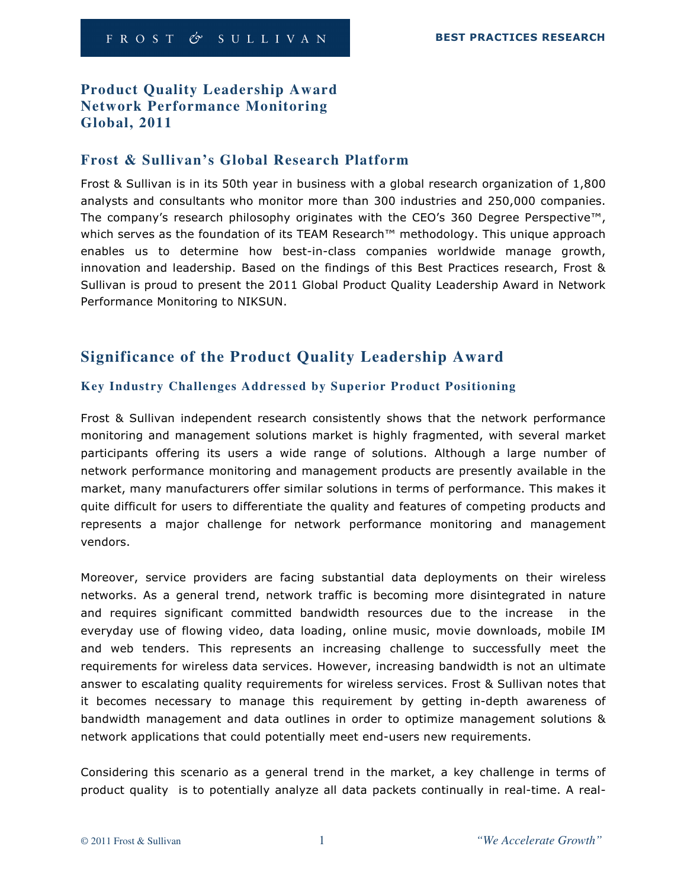# Product Quality Leadership Award
# Network Performance Monitoring
# Global, 2011

## Frost & Sullivan's Global Research Platform

Frost & Sullivan is in its 50th year in business with a global research organization of 1,800 analysts and consultants who monitor more than 300 industries and 250,000 companies. The company's research philosophy originates with the CEO's 360 Degree Perspective™, which serves as the foundation of its TEAM Research™ methodology. This unique approach enables us to determine how best-in-class companies worldwide manage growth, innovation and leadership. Based on the findings of this Best Practices research, Frost & Sullivan is proud to present the 2011 Global Product Quality Leadership Award in Network Performance Monitoring to NIKSUN.

## Significance of the Product Quality Leadership Award

### Key Industry Challenges Addressed by Superior Product Positioning

Frost & Sullivan independent research consistently shows that the network performance monitoring and management solutions market is highly fragmented, with several market participants offering its users a wide range of solutions. Although a large number of network performance monitoring and management products are presently available in the market, many manufacturers offer similar solutions in terms of performance. This makes it quite difficult for users to differentiate the quality and features of competing products and represents a major challenge for network performance monitoring and management vendors.

Moreover, service providers are facing substantial data deployments on their wireless networks. As a general trend, network traffic is becoming more disintegrated in nature and requires significant committed bandwidth resources due to the increase in the everyday use of flowing video, data loading, online music, movie downloads, mobile IM and web tenders. This represents an increasing challenge to successfully meet the requirements for wireless data services. However, increasing bandwidth is not an ultimate answer to escalating quality requirements for wireless services. Frost & Sullivan notes that it becomes necessary to manage this requirement by getting in-depth awareness of bandwidth management and data outlines in order to optimize management solutions & network applications that could potentially meet end-users new requirements.

Considering this scenario as a general trend in the market, a key challenge in terms of product quality is to potentially analyze all data packets continually in real-time. A real-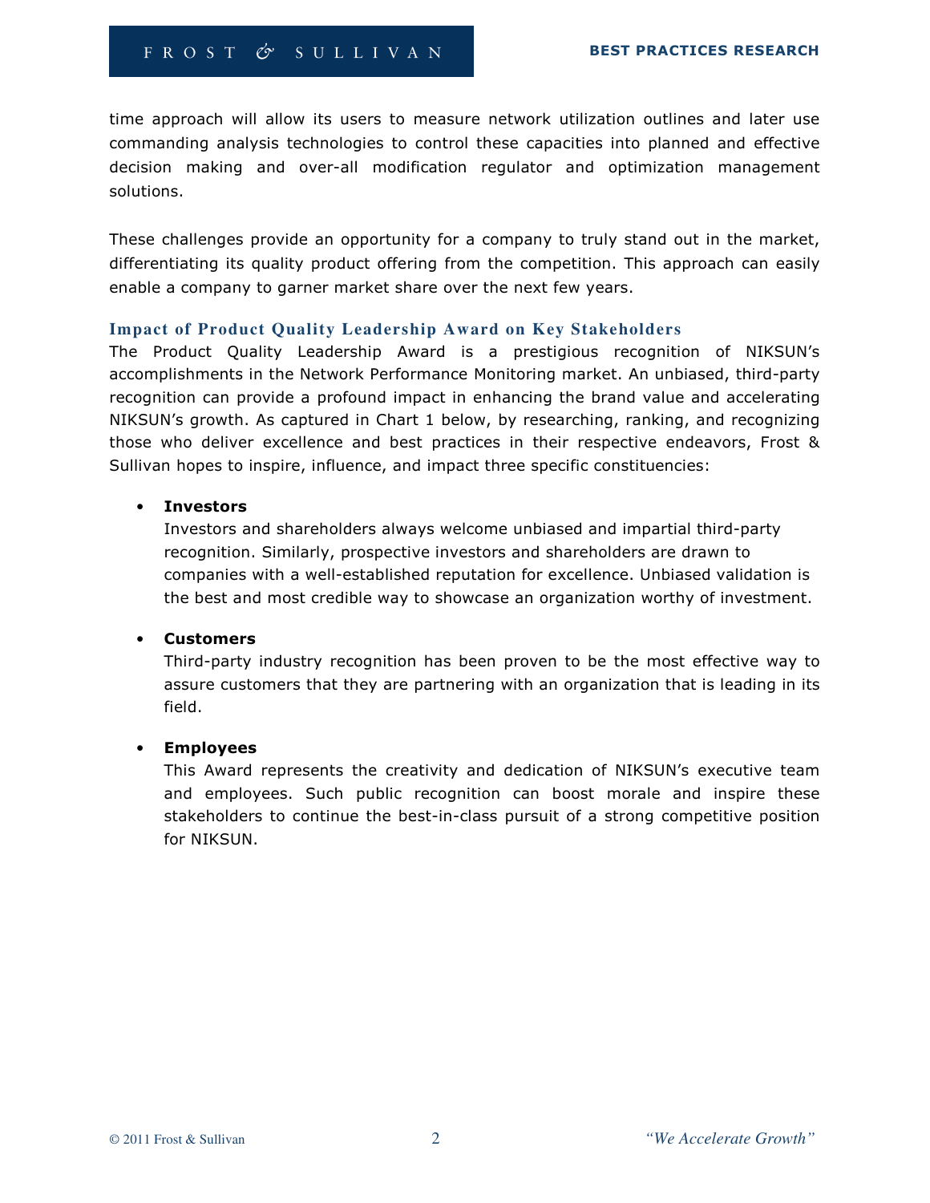time approach will allow its users to measure network utilization outlines and later use commanding analysis technologies to control these capacities into planned and effective decision making and over-all modification regulator and optimization management solutions.

These challenges provide an opportunity for a company to truly stand out in the market, differentiating its quality product offering from the competition. This approach can easily enable a company to garner market share over the next few years.

### Impact of Product Quality Leadership Award on Key Stakeholders

The Product Quality Leadership Award is a prestigious recognition of NIKSUN's accomplishments in the Network Performance Monitoring market. An unbiased, third-party recognition can provide a profound impact in enhancing the brand value and accelerating NIKSUN's growth. As captured in Chart 1 below, by researching, ranking, and recognizing those who deliver excellence and best practices in their respective endeavors, Frost & Sullivan hopes to inspire, influence, and impact three specific constituencies:

- **Investors**
  Investors and shareholders always welcome unbiased and impartial third-party recognition. Similarly, prospective investors and shareholders are drawn to companies with a well-established reputation for excellence. Unbiased validation is the best and most credible way to showcase an organization worthy of investment.

- **Customers**
  Third-party industry recognition has been proven to be the most effective way to assure customers that they are partnering with an organization that is leading in its field.

- **Employees**
  This Award represents the creativity and dedication of NIKSUN's executive team and employees. Such public recognition can boost morale and inspire these stakeholders to continue the best-in-class pursuit of a strong competitive position for NIKSUN.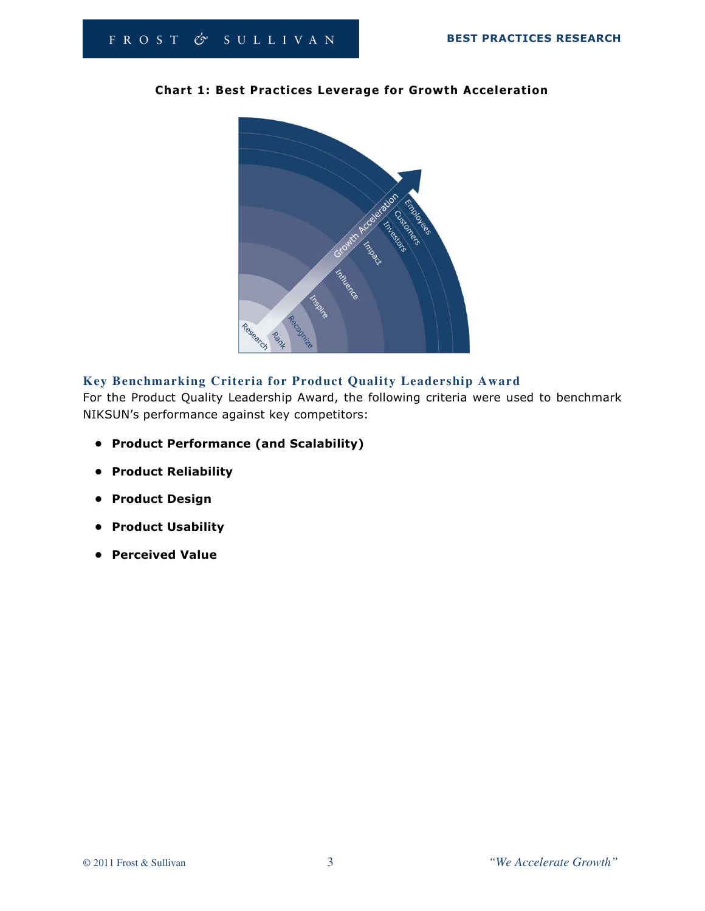**Chart 1: Best Practices Leverage for Growth Acceleration**

## Key Benchmarking Criteria for Product Quality Leadership Award

For the Product Quality Leadership Award, the following criteria were used to benchmark NIKSUN's performance against key competitors:

- **Product Performance (and Scalability)**
- **Product Reliability**
- **Product Design**
- **Product Usability**
- **Perceived Value**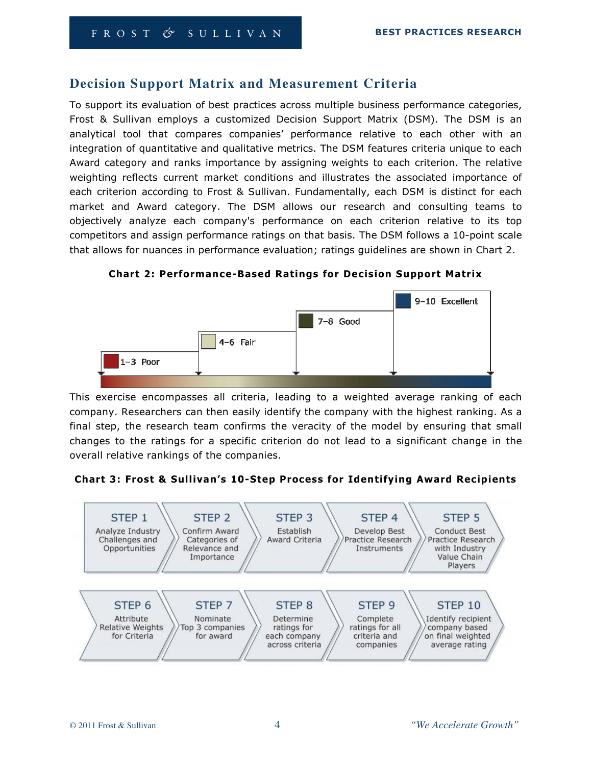## Decision Support Matrix and Measurement Criteria

To support its evaluation of best practices across multiple business performance categories, Frost & Sullivan employs a customized Decision Support Matrix (DSM). The DSM is an analytical tool that compares companies' performance relative to each other with an integration of quantitative and qualitative metrics. The DSM features criteria unique to each Award category and ranks importance by assigning weights to each criterion. The relative weighting reflects current market conditions and illustrates the associated importance of each criterion according to Frost & Sullivan. Fundamentally, each DSM is distinct for each market and Award category. The DSM allows our research and consulting teams to objectively analyze each company's performance on each criterion relative to its top competitors and assign performance ratings on that basis. The DSM follows a 10-point scale that allows for nuances in performance evaluation; ratings guidelines are shown in Chart 2.

**Chart 2: Performance-Based Ratings for Decision Support Matrix**

- 1–3 Poor
- 4–6 Fair
- 7–8 Good
- 9–10 Excellent

This exercise encompasses all criteria, leading to a weighted average ranking of each company. Researchers can then easily identify the company with the highest ranking. As a final step, the research team confirms the veracity of the model by ensuring that small changes to the ratings for a specific criterion do not lead to a significant change in the overall relative rankings of the companies.

**Chart 3: Frost & Sullivan's 10-Step Process for Identifying Award Recipients**

- **STEP 1** Analyze Industry Challenges and Opportunities
- **STEP 2** Confirm Award Categories of Relevance and Importance
- **STEP 3** Establish Award Criteria
- **STEP 4** Develop Best Practice Research Instruments
- **STEP 5** Conduct Best Practice Research with Industry Value Chain Players
- **STEP 6** Attribute Relative Weights for Criteria
- **STEP 7** Nominate Top 3 companies for award
- **STEP 8** Determine ratings for each company across criteria
- **STEP 9** Complete ratings for all criteria and companies
- **STEP 10** Identify recipient company based on final weighted average rating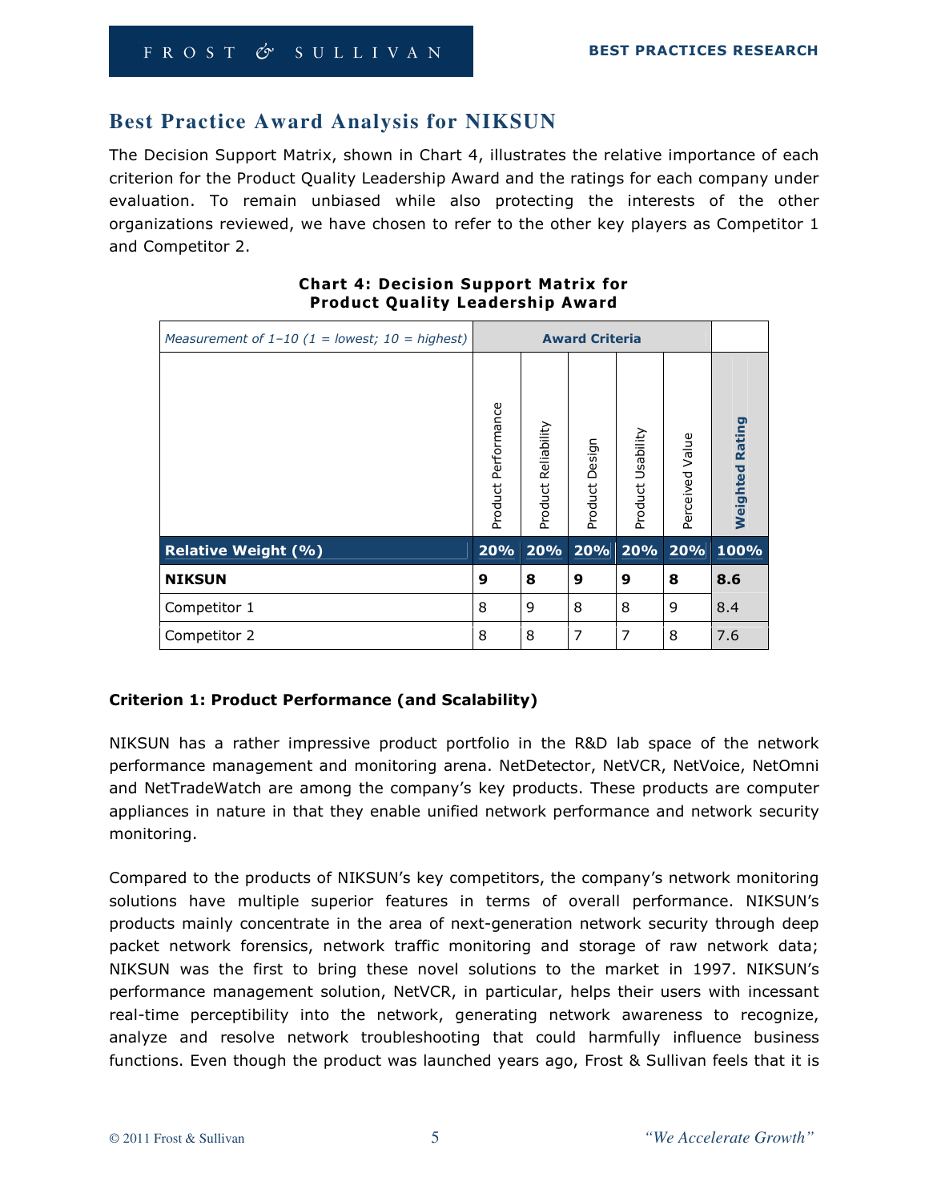## Best Practice Award Analysis for NIKSUN

The Decision Support Matrix, shown in Chart 4, illustrates the relative importance of each criterion for the Product Quality Leadership Award and the ratings for each company under evaluation. To remain unbiased while also protecting the interests of the other organizations reviewed, we have chosen to refer to the other key players as Competitor 1 and Competitor 2.

**Chart 4: Decision Support Matrix for Product Quality Leadership Award**

| *Measurement of 1–10 (1 = lowest; 10 = highest)* | **Award Criteria** | | | | | |
|---|---|---|---|---|---|---|
| | Product Performance | Product Reliability | Product Design | Product Usability | Perceived Value | **Weighted Rating** |
| **Relative Weight (%)** | **20%** | **20%** | **20%** | **20%** | **20%** | **100%** |
| **NIKSUN** | **9** | **8** | **9** | **9** | **8** | **8.6** |
| Competitor 1 | 8 | 9 | 8 | 8 | 9 | 8.4 |
| Competitor 2 | 8 | 8 | 7 | 7 | 8 | 7.6 |

### Criterion 1: Product Performance (and Scalability)

NIKSUN has a rather impressive product portfolio in the R&D lab space of the network performance management and monitoring arena. NetDetector, NetVCR, NetVoice, NetOmni and NetTradeWatch are among the company's key products. These products are computer appliances in nature in that they enable unified network performance and network security monitoring.

Compared to the products of NIKSUN's key competitors, the company's network monitoring solutions have multiple superior features in terms of overall performance. NIKSUN's products mainly concentrate in the area of next-generation network security through deep packet network forensics, network traffic monitoring and storage of raw network data; NIKSUN was the first to bring these novel solutions to the market in 1997. NIKSUN's performance management solution, NetVCR, in particular, helps their users with incessant real-time perceptibility into the network, generating network awareness to recognize, analyze and resolve network troubleshooting that could harmfully influence business functions. Even though the product was launched years ago, Frost & Sullivan feels that it is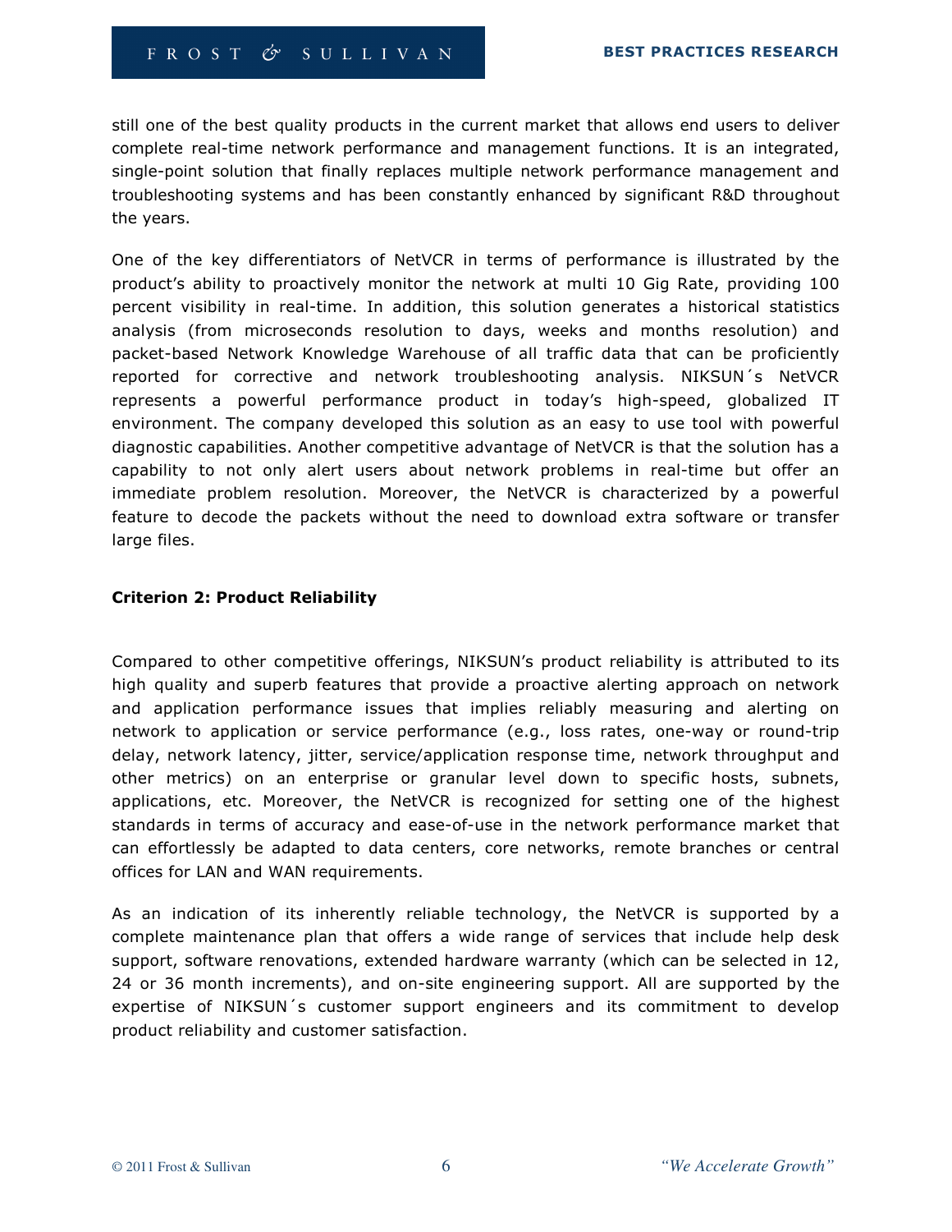still one of the best quality products in the current market that allows end users to deliver complete real-time network performance and management functions. It is an integrated, single-point solution that finally replaces multiple network performance management and troubleshooting systems and has been constantly enhanced by significant R&D throughout the years.

One of the key differentiators of NetVCR in terms of performance is illustrated by the product's ability to proactively monitor the network at multi 10 Gig Rate, providing 100 percent visibility in real-time. In addition, this solution generates a historical statistics analysis (from microseconds resolution to days, weeks and months resolution) and packet-based Network Knowledge Warehouse of all traffic data that can be proficiently reported for corrective and network troubleshooting analysis. NIKSUN´s NetVCR represents a powerful performance product in today's high-speed, globalized IT environment. The company developed this solution as an easy to use tool with powerful diagnostic capabilities. Another competitive advantage of NetVCR is that the solution has a capability to not only alert users about network problems in real-time but offer an immediate problem resolution. Moreover, the NetVCR is characterized by a powerful feature to decode the packets without the need to download extra software or transfer large files.

**Criterion 2: Product Reliability**

Compared to other competitive offerings, NIKSUN's product reliability is attributed to its high quality and superb features that provide a proactive alerting approach on network and application performance issues that implies reliably measuring and alerting on network to application or service performance (e.g., loss rates, one-way or round-trip delay, network latency, jitter, service/application response time, network throughput and other metrics) on an enterprise or granular level down to specific hosts, subnets, applications, etc. Moreover, the NetVCR is recognized for setting one of the highest standards in terms of accuracy and ease-of-use in the network performance market that can effortlessly be adapted to data centers, core networks, remote branches or central offices for LAN and WAN requirements.

As an indication of its inherently reliable technology, the NetVCR is supported by a complete maintenance plan that offers a wide range of services that include help desk support, software renovations, extended hardware warranty (which can be selected in 12, 24 or 36 month increments), and on-site engineering support. All are supported by the expertise of NIKSUN´s customer support engineers and its commitment to develop product reliability and customer satisfaction.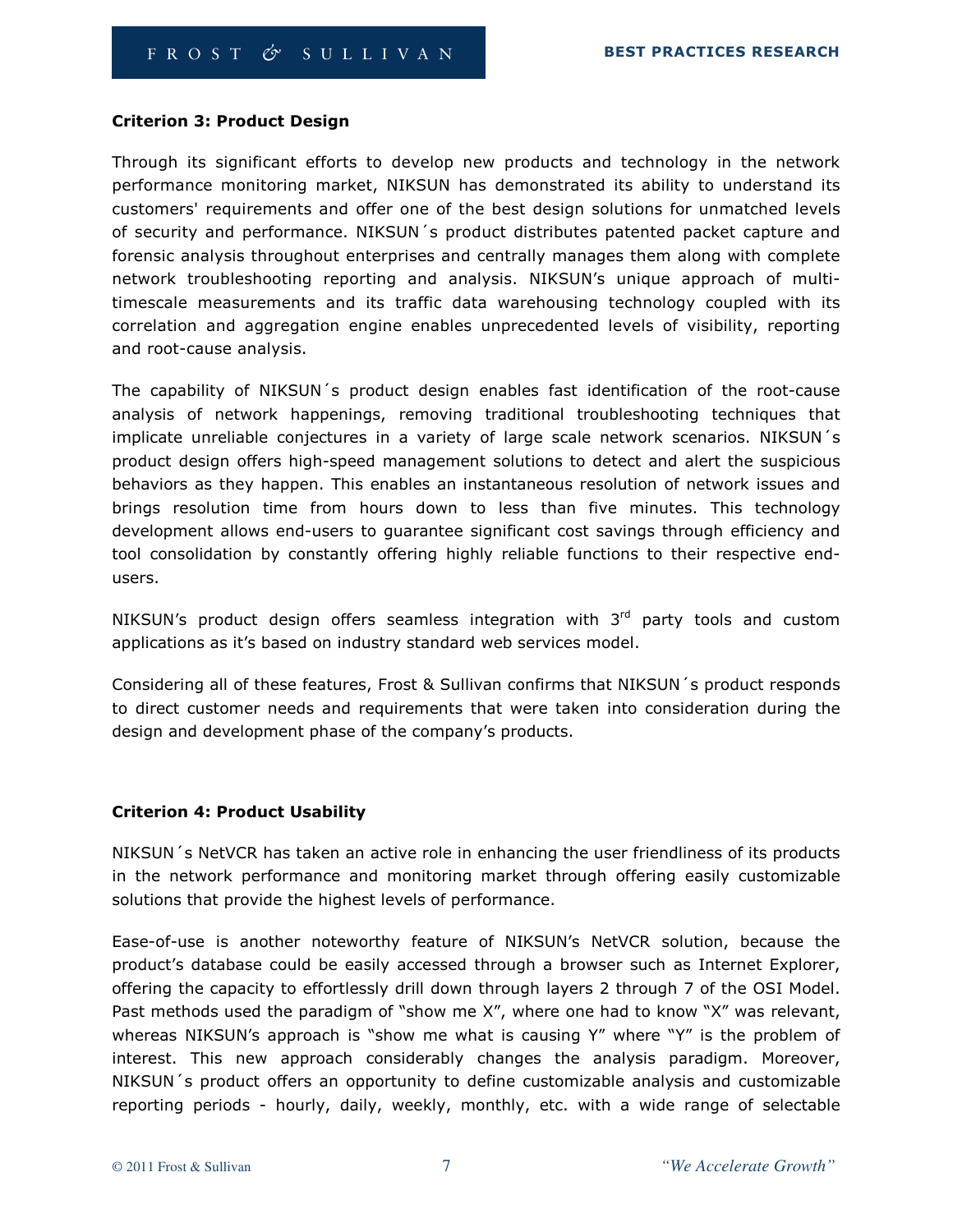**Criterion 3: Product Design**

Through its significant efforts to develop new products and technology in the network performance monitoring market, NIKSUN has demonstrated its ability to understand its customers' requirements and offer one of the best design solutions for unmatched levels of security and performance. NIKSUN´s product distributes patented packet capture and forensic analysis throughout enterprises and centrally manages them along with complete network troubleshooting reporting and analysis. NIKSUN's unique approach of multi-timescale measurements and its traffic data warehousing technology coupled with its correlation and aggregation engine enables unprecedented levels of visibility, reporting and root-cause analysis.

The capability of NIKSUN´s product design enables fast identification of the root-cause analysis of network happenings, removing traditional troubleshooting techniques that implicate unreliable conjectures in a variety of large scale network scenarios. NIKSUN´s product design offers high-speed management solutions to detect and alert the suspicious behaviors as they happen. This enables an instantaneous resolution of network issues and brings resolution time from hours down to less than five minutes. This technology development allows end-users to guarantee significant cost savings through efficiency and tool consolidation by constantly offering highly reliable functions to their respective end-users.

NIKSUN's product design offers seamless integration with 3rd party tools and custom applications as it's based on industry standard web services model.

Considering all of these features, Frost & Sullivan confirms that NIKSUN´s product responds to direct customer needs and requirements that were taken into consideration during the design and development phase of the company's products.

**Criterion 4: Product Usability**

NIKSUN´s NetVCR has taken an active role in enhancing the user friendliness of its products in the network performance and monitoring market through offering easily customizable solutions that provide the highest levels of performance.

Ease-of-use is another noteworthy feature of NIKSUN's NetVCR solution, because the product's database could be easily accessed through a browser such as Internet Explorer, offering the capacity to effortlessly drill down through layers 2 through 7 of the OSI Model. Past methods used the paradigm of "show me X", where one had to know "X" was relevant, whereas NIKSUN's approach is "show me what is causing Y" where "Y" is the problem of interest. This new approach considerably changes the analysis paradigm. Moreover, NIKSUN´s product offers an opportunity to define customizable analysis and customizable reporting periods - hourly, daily, weekly, monthly, etc. with a wide range of selectable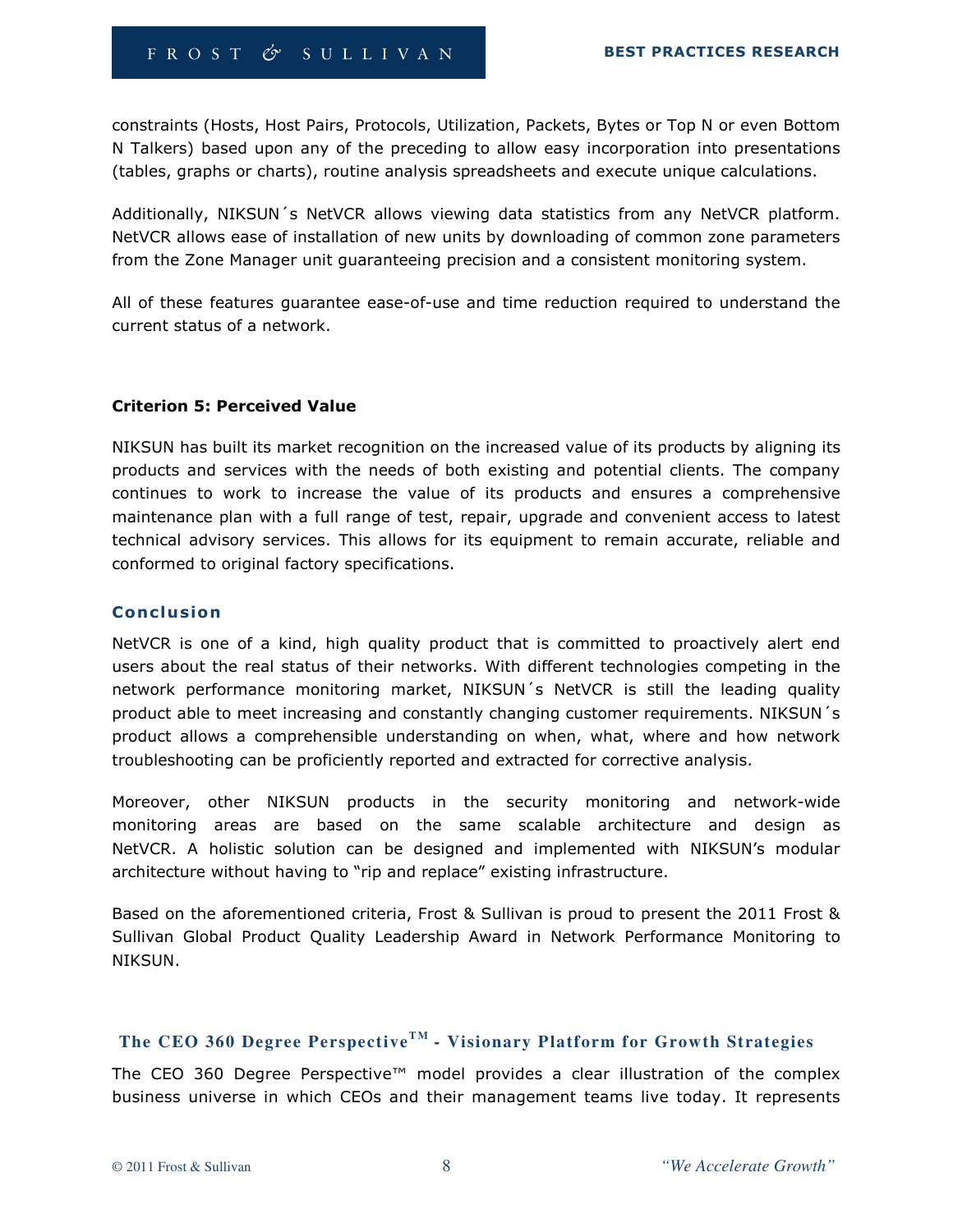constraints (Hosts, Host Pairs, Protocols, Utilization, Packets, Bytes or Top N or even Bottom N Talkers) based upon any of the preceding to allow easy incorporation into presentations (tables, graphs or charts), routine analysis spreadsheets and execute unique calculations.

Additionally, NIKSUN´s NetVCR allows viewing data statistics from any NetVCR platform. NetVCR allows ease of installation of new units by downloading of common zone parameters from the Zone Manager unit guaranteeing precision and a consistent monitoring system.

All of these features guarantee ease-of-use and time reduction required to understand the current status of a network.

**Criterion 5: Perceived Value**

NIKSUN has built its market recognition on the increased value of its products by aligning its products and services with the needs of both existing and potential clients. The company continues to work to increase the value of its products and ensures a comprehensive maintenance plan with a full range of test, repair, upgrade and convenient access to latest technical advisory services. This allows for its equipment to remain accurate, reliable and conformed to original factory specifications.

## Conclusion

NetVCR is one of a kind, high quality product that is committed to proactively alert end users about the real status of their networks. With different technologies competing in the network performance monitoring market, NIKSUN´s NetVCR is still the leading quality product able to meet increasing and constantly changing customer requirements. NIKSUN´s product allows a comprehensible understanding on when, what, where and how network troubleshooting can be proficiently reported and extracted for corrective analysis.

Moreover, other NIKSUN products in the security monitoring and network-wide monitoring areas are based on the same scalable architecture and design as NetVCR. A holistic solution can be designed and implemented with NIKSUN's modular architecture without having to "rip and replace" existing infrastructure.

Based on the aforementioned criteria, Frost & Sullivan is proud to present the 2011 Frost & Sullivan Global Product Quality Leadership Award in Network Performance Monitoring to NIKSUN.

## The CEO 360 Degree Perspective™ - Visionary Platform for Growth Strategies

The CEO 360 Degree Perspective™ model provides a clear illustration of the complex business universe in which CEOs and their management teams live today. It represents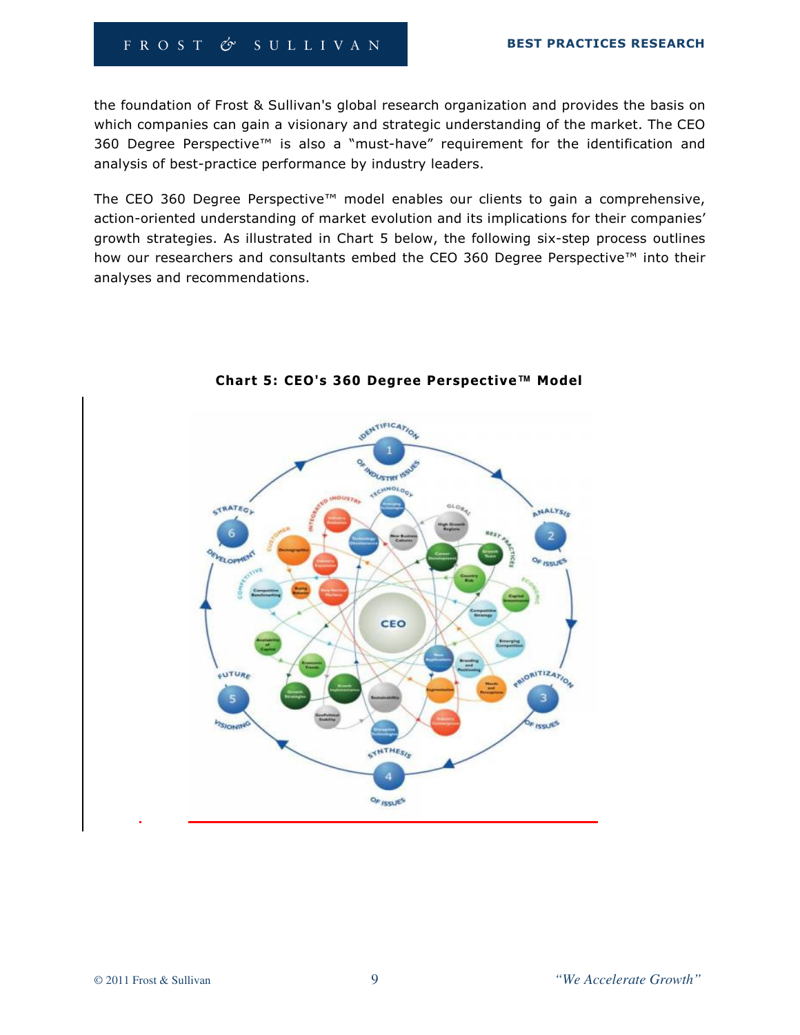the foundation of Frost & Sullivan's global research organization and provides the basis on which companies can gain a visionary and strategic understanding of the market. The CEO 360 Degree Perspective™ is also a "must-have" requirement for the identification and analysis of best-practice performance by industry leaders.

The CEO 360 Degree Perspective™ model enables our clients to gain a comprehensive, action-oriented understanding of market evolution and its implications for their companies' growth strategies. As illustrated in Chart 5 below, the following six-step process outlines how our researchers and consultants embed the CEO 360 Degree Perspective™ into their analyses and recommendations.

**Chart 5: CEO's 360 Degree Perspective™ Model**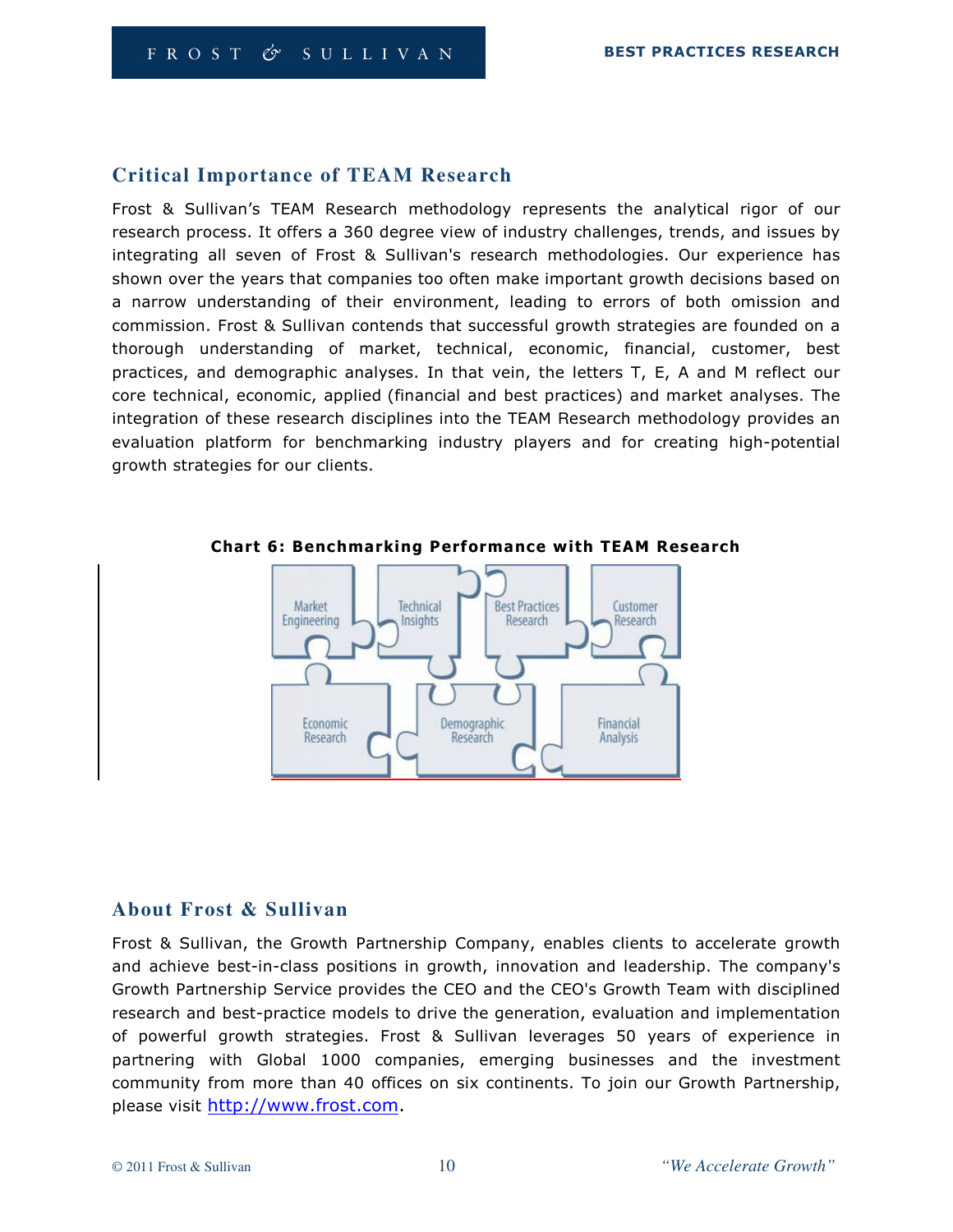## Critical Importance of TEAM Research

Frost & Sullivan's TEAM Research methodology represents the analytical rigor of our research process. It offers a 360 degree view of industry challenges, trends, and issues by integrating all seven of Frost & Sullivan's research methodologies. Our experience has shown over the years that companies too often make important growth decisions based on a narrow understanding of their environment, leading to errors of both omission and commission. Frost & Sullivan contends that successful growth strategies are founded on a thorough understanding of market, technical, economic, financial, customer, best practices, and demographic analyses. In that vein, the letters T, E, A and M reflect our core technical, economic, applied (financial and best practices) and market analyses. The integration of these research disciplines into the TEAM Research methodology provides an evaluation platform for benchmarking industry players and for creating high-potential growth strategies for our clients.

**Chart 6: Benchmarking Performance with TEAM Research**

Market Engineering
Technical Insights
Best Practices Research
Customer Research
Economic Research
Demographic Research
Financial Analysis

## About Frost & Sullivan

Frost & Sullivan, the Growth Partnership Company, enables clients to accelerate growth and achieve best-in-class positions in growth, innovation and leadership. The company's Growth Partnership Service provides the CEO and the CEO's Growth Team with disciplined research and best-practice models to drive the generation, evaluation and implementation of powerful growth strategies. Frost & Sullivan leverages 50 years of experience in partnering with Global 1000 companies, emerging businesses and the investment community from more than 40 offices on six continents. To join our Growth Partnership, please visit http://www.frost.com.